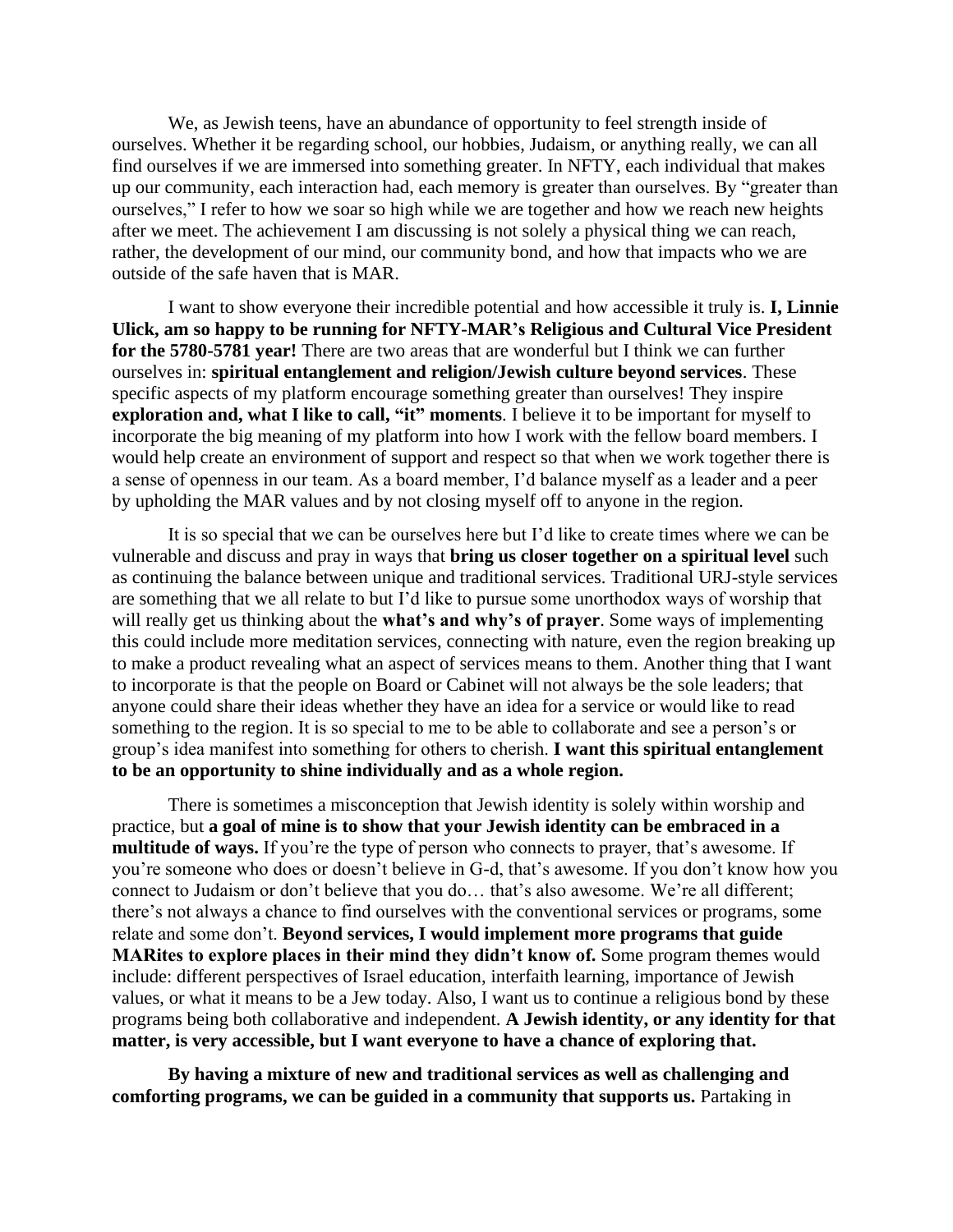We, as Jewish teens, have an abundance of opportunity to feel strength inside of ourselves. Whether it be regarding school, our hobbies, Judaism, or anything really, we can all find ourselves if we are immersed into something greater. In NFTY, each individual that makes up our community, each interaction had, each memory is greater than ourselves. By "greater than ourselves," I refer to how we soar so high while we are together and how we reach new heights after we meet. The achievement I am discussing is not solely a physical thing we can reach, rather, the development of our mind, our community bond, and how that impacts who we are outside of the safe haven that is MAR.

I want to show everyone their incredible potential and how accessible it truly is. **I, Linnie Ulick, am so happy to be running for NFTY-MAR's Religious and Cultural Vice President for the 5780-5781 year!** There are two areas that are wonderful but I think we can further ourselves in: **spiritual entanglement and religion/Jewish culture beyond services**. These specific aspects of my platform encourage something greater than ourselves! They inspire **exploration and, what I like to call, "it" moments**. I believe it to be important for myself to incorporate the big meaning of my platform into how I work with the fellow board members. I would help create an environment of support and respect so that when we work together there is a sense of openness in our team. As a board member, I'd balance myself as a leader and a peer by upholding the MAR values and by not closing myself off to anyone in the region.

It is so special that we can be ourselves here but I'd like to create times where we can be vulnerable and discuss and pray in ways that **bring us closer together on a spiritual level** such as continuing the balance between unique and traditional services. Traditional URJ-style services are something that we all relate to but I'd like to pursue some unorthodox ways of worship that will really get us thinking about the **what's and why's of prayer**. Some ways of implementing this could include more meditation services, connecting with nature, even the region breaking up to make a product revealing what an aspect of services means to them. Another thing that I want to incorporate is that the people on Board or Cabinet will not always be the sole leaders; that anyone could share their ideas whether they have an idea for a service or would like to read something to the region. It is so special to me to be able to collaborate and see a person's or group's idea manifest into something for others to cherish. **I want this spiritual entanglement to be an opportunity to shine individually and as a whole region.**

There is sometimes a misconception that Jewish identity is solely within worship and practice, but **a goal of mine is to show that your Jewish identity can be embraced in a multitude of ways.** If you're the type of person who connects to prayer, that's awesome. If you're someone who does or doesn't believe in G-d, that's awesome. If you don't know how you connect to Judaism or don't believe that you do… that's also awesome. We're all different; there's not always a chance to find ourselves with the conventional services or programs, some relate and some don't. **Beyond services, I would implement more programs that guide MARites to explore places in their mind they didn't know of.** Some program themes would include: different perspectives of Israel education, interfaith learning, importance of Jewish values, or what it means to be a Jew today. Also, I want us to continue a religious bond by these programs being both collaborative and independent. **A Jewish identity, or any identity for that matter, is very accessible, but I want everyone to have a chance of exploring that.**

**By having a mixture of new and traditional services as well as challenging and comforting programs, we can be guided in a community that supports us.** Partaking in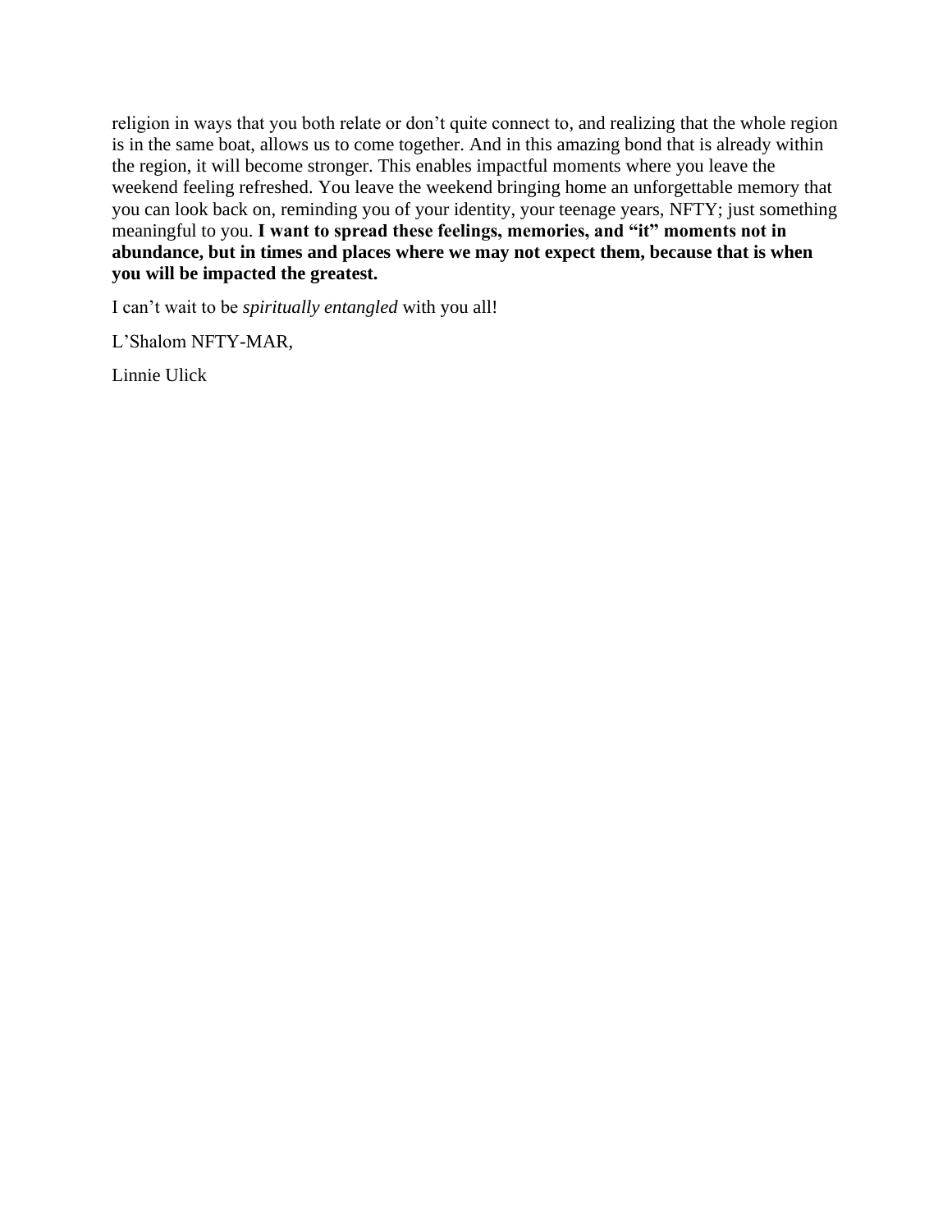religion in ways that you both relate or don't quite connect to, and realizing that the whole region is in the same boat, allows us to come together. And in this amazing bond that is already within the region, it will become stronger. This enables impactful moments where you leave the weekend feeling refreshed. You leave the weekend bringing home an unforgettable memory that you can look back on, reminding you of your identity, your teenage years, NFTY; just something meaningful to you. **I want to spread these feelings, memories, and "it" moments not in abundance, but in times and places where we may not expect them, because that is when you will be impacted the greatest.**

I can't wait to be *spiritually entangled* with you all!

L'Shalom NFTY-MAR,

Linnie Ulick